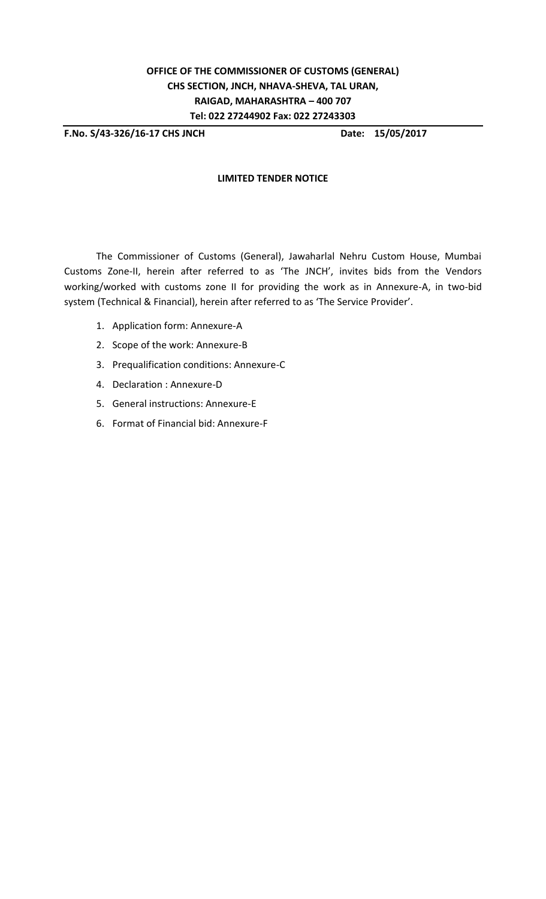**OFFICE OF THE COMMISSIONER OF CUSTOMS (GENERAL)**
**CHS SECTION, JNCH, NHAVA-SHEVA, TAL URAN,**
**RAIGAD, MAHARASHTRA – 400 707**
**Tel: 022 27244902 Fax: 022 27243303**

**F.No. S/43-326/16-17 CHS JNCH** **Date: 15/05/2017**

**LIMITED TENDER NOTICE**

The Commissioner of Customs (General), Jawaharlal Nehru Custom House, Mumbai Customs Zone-II, herein after referred to as 'The JNCH', invites bids from the Vendors working/worked with customs zone II for providing the work as in Annexure-A, in two-bid system (Technical & Financial), herein after referred to as 'The Service Provider'.

1. Application form: Annexure-A
2. Scope of the work: Annexure-B
3. Prequalification conditions: Annexure-C
4. Declaration : Annexure-D
5. General instructions: Annexure-E
6. Format of Financial bid: Annexure-F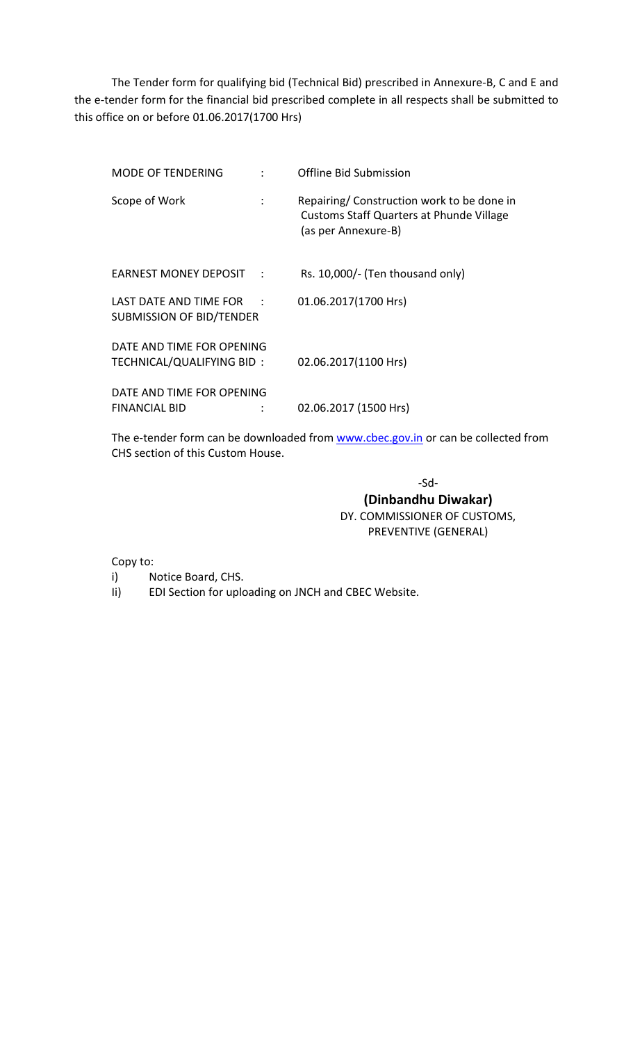The Tender form for qualifying bid (Technical Bid) prescribed in Annexure-B, C and E and the e-tender form for the financial bid prescribed complete in all respects shall be submitted to this office on or before 01.06.2017(1700 Hrs)

| | | |
|---|---|---|
| MODE OF TENDERING | : | Offline Bid Submission |
| Scope of Work | : | Repairing/ Construction work to be done in Customs Staff Quarters at Phunde Village (as per Annexure-B) |
| EARNEST MONEY DEPOSIT | : | Rs. 10,000/- (Ten thousand only) |
| LAST DATE AND TIME FOR SUBMISSION OF BID/TENDER | : | 01.06.2017(1700 Hrs) |
| DATE AND TIME FOR OPENING TECHNICAL/QUALIFYING BID | : | 02.06.2017(1100 Hrs) |
| DATE AND TIME FOR OPENING FINANCIAL BID | : | 02.06.2017 (1500 Hrs) |

The e-tender form can be downloaded from www.cbec.gov.in or can be collected from CHS section of this Custom House.

-Sd-

**(Dinbandhu Diwakar)**
DY. COMMISSIONER OF CUSTOMS,
PREVENTIVE (GENERAL)

Copy to:

i) Notice Board, CHS.

Ii) EDI Section for uploading on JNCH and CBEC Website.